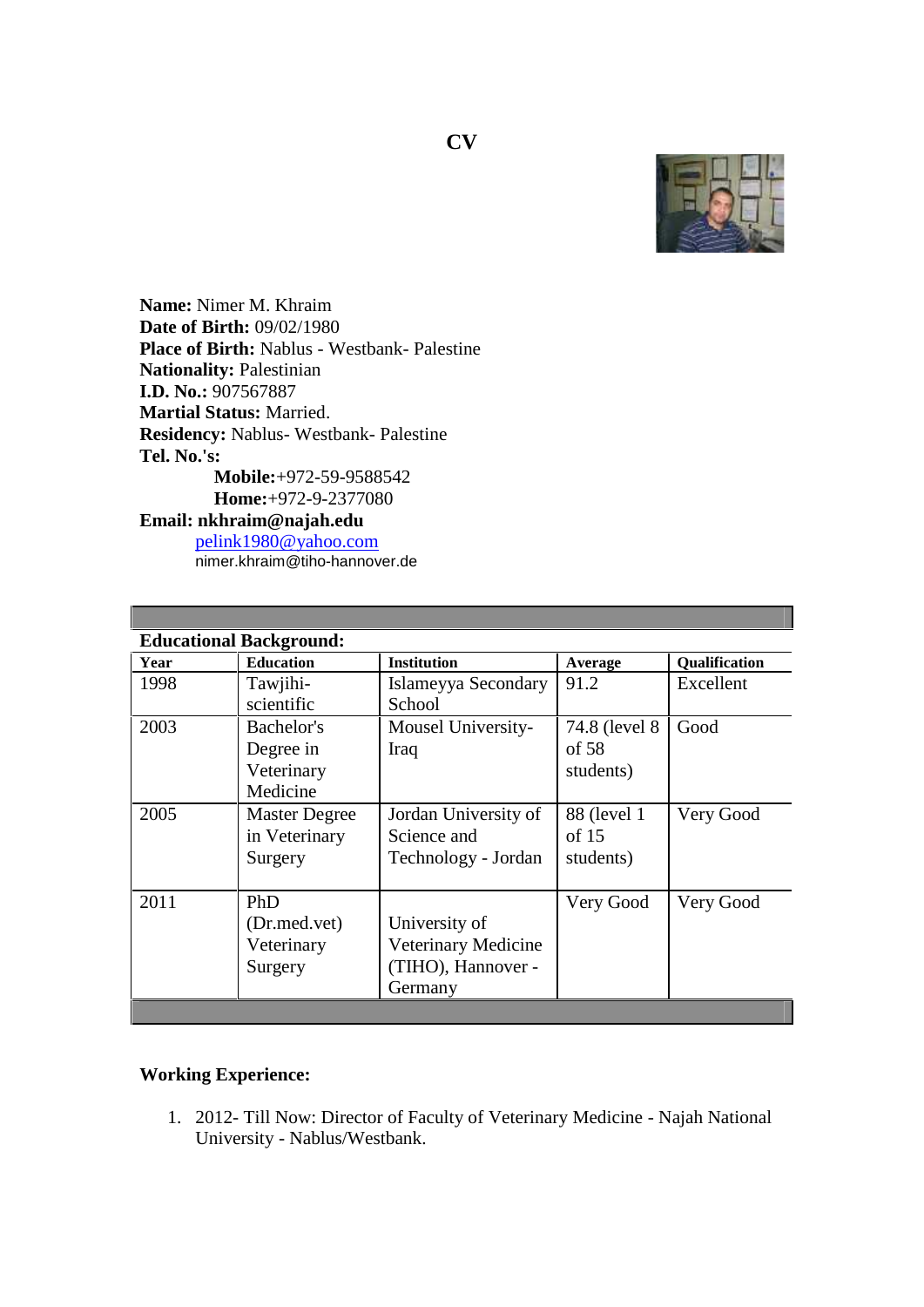# CV

**Name:** Nimer M. Khraim
**Date of Birth:** 09/02/1980
**Place of Birth:** Nablus - Westbank- Palestine
**Nationality:** Palestinian
**I.D. No.:** 907567887
**Martial Status:** Married.
**Residency:** Nablus- Westbank- Palestine
**Tel. No.'s:**

**Mobile:**+972-59-9588542
**Home:**+972-9-2377080

**Email: nkhraim@najah.edu**

pelink1980@yahoo.com
nimer.khraim@tiho-hannover.de

**Educational Background:**

| Year | Education | Institution | Average | Qualification |
|---|---|---|---|---|
| 1998 | Tawjihi-scientific | Islameyya Secondary School | 91.2 | Excellent |
| 2003 | Bachelor's Degree in Veterinary Medicine | Mousel University-Iraq | 74.8 (level 8 of 58 students) | Good |
| 2005 | Master Degree in Veterinary Surgery | Jordan University of Science and Technology - Jordan | 88 (level 1 of 15 students) | Very Good |
| 2011 | PhD (Dr.med.vet) Veterinary Surgery | University of Veterinary Medicine (TIHO), Hannover - Germany | Very Good | Very Good |

**Working Experience:**

1. 2012- Till Now: Director of Faculty of Veterinary Medicine - Najah National University - Nablus/Westbank.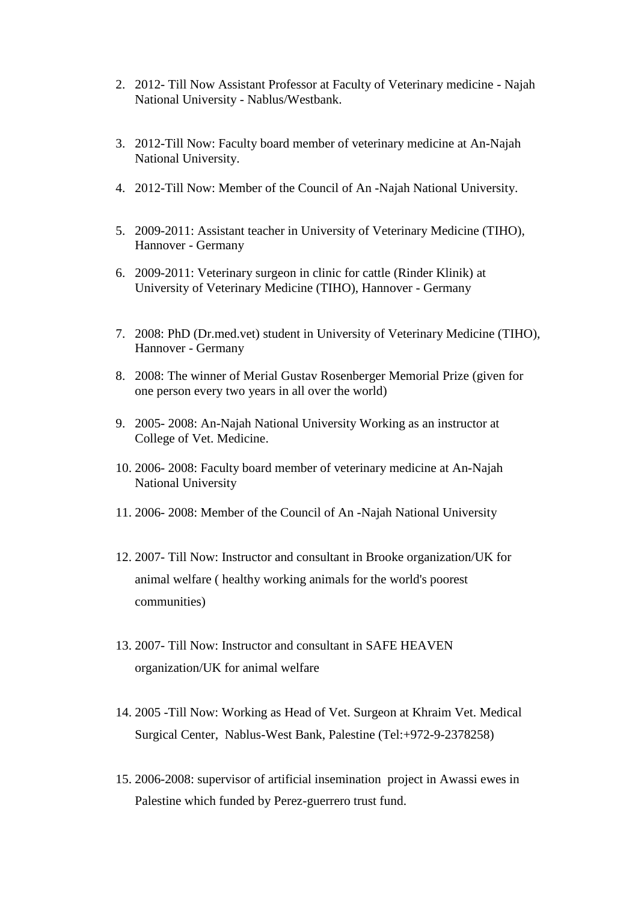2. 2012- Till Now Assistant Professor at Faculty of Veterinary medicine - Najah National University - Nablus/Westbank.

3. 2012-Till Now: Faculty board member of veterinary medicine at An-Najah National University.

4. 2012-Till Now: Member of the Council of An -Najah National University.

5. 2009-2011: Assistant teacher in University of Veterinary Medicine (TIHO), Hannover - Germany

6. 2009-2011: Veterinary surgeon in clinic for cattle (Rinder Klinik) at University of Veterinary Medicine (TIHO), Hannover - Germany

7. 2008: PhD (Dr.med.vet) student in University of Veterinary Medicine (TIHO), Hannover - Germany

8. 2008: The winner of Merial Gustav Rosenberger Memorial Prize (given for one person every two years in all over the world)

9. 2005- 2008: An-Najah National University Working as an instructor at College of Vet. Medicine.

10. 2006- 2008: Faculty board member of veterinary medicine at An-Najah National University

11. 2006- 2008: Member of the Council of An -Najah National University

12. 2007- Till Now: Instructor and consultant in Brooke organization/UK for animal welfare ( healthy working animals for the world's poorest communities)

13. 2007- Till Now: Instructor and consultant in SAFE HEAVEN organization/UK for animal welfare

14. 2005 -Till Now: Working as Head of Vet. Surgeon at Khraim Vet. Medical Surgical Center, Nablus-West Bank, Palestine (Tel:+972-9-2378258)

15. 2006-2008: supervisor of artificial insemination project in Awassi ewes in Palestine which funded by Perez-guerrero trust fund.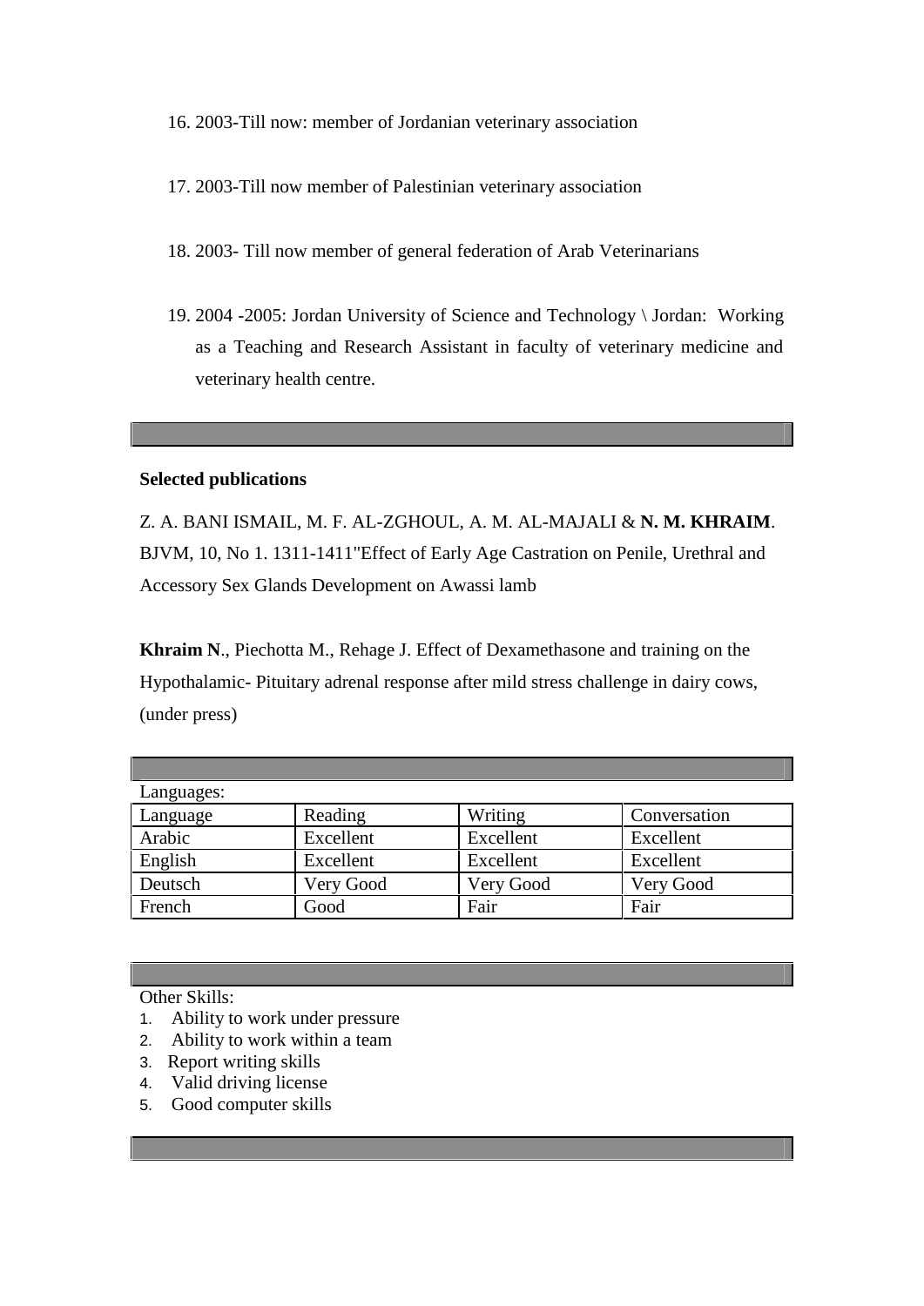16. 2003-Till now: member of Jordanian veterinary association

17. 2003-Till now member of Palestinian veterinary association

18. 2003- Till now member of general federation of Arab Veterinarians

19. 2004 -2005: Jordan University of Science and Technology \ Jordan: Working as a Teaching and Research Assistant in faculty of veterinary medicine and veterinary health centre.

**Selected publications**

Z. A. BANI ISMAIL, M. F. AL-ZGHOUL, A. M. AL-MAJALI & **N. M. KHRAIM**. BJVM, 10, No 1. 1311-1411"Effect of Early Age Castration on Penile, Urethral and Accessory Sex Glands Development on Awassi lamb

**Khraim N**., Piechotta M., Rehage J. Effect of Dexamethasone and training on the Hypothalamic- Pituitary adrenal response after mild stress challenge in dairy cows, (under press)

Languages:

| Language | Reading | Writing | Conversation |
|---|---|---|---|
| Arabic | Excellent | Excellent | Excellent |
| English | Excellent | Excellent | Excellent |
| Deutsch | Very Good | Very Good | Very Good |
| French | Good | Fair | Fair |

Other Skills:

1. Ability to work under pressure
2. Ability to work within a team
3. Report writing skills
4. Valid driving license
5. Good computer skills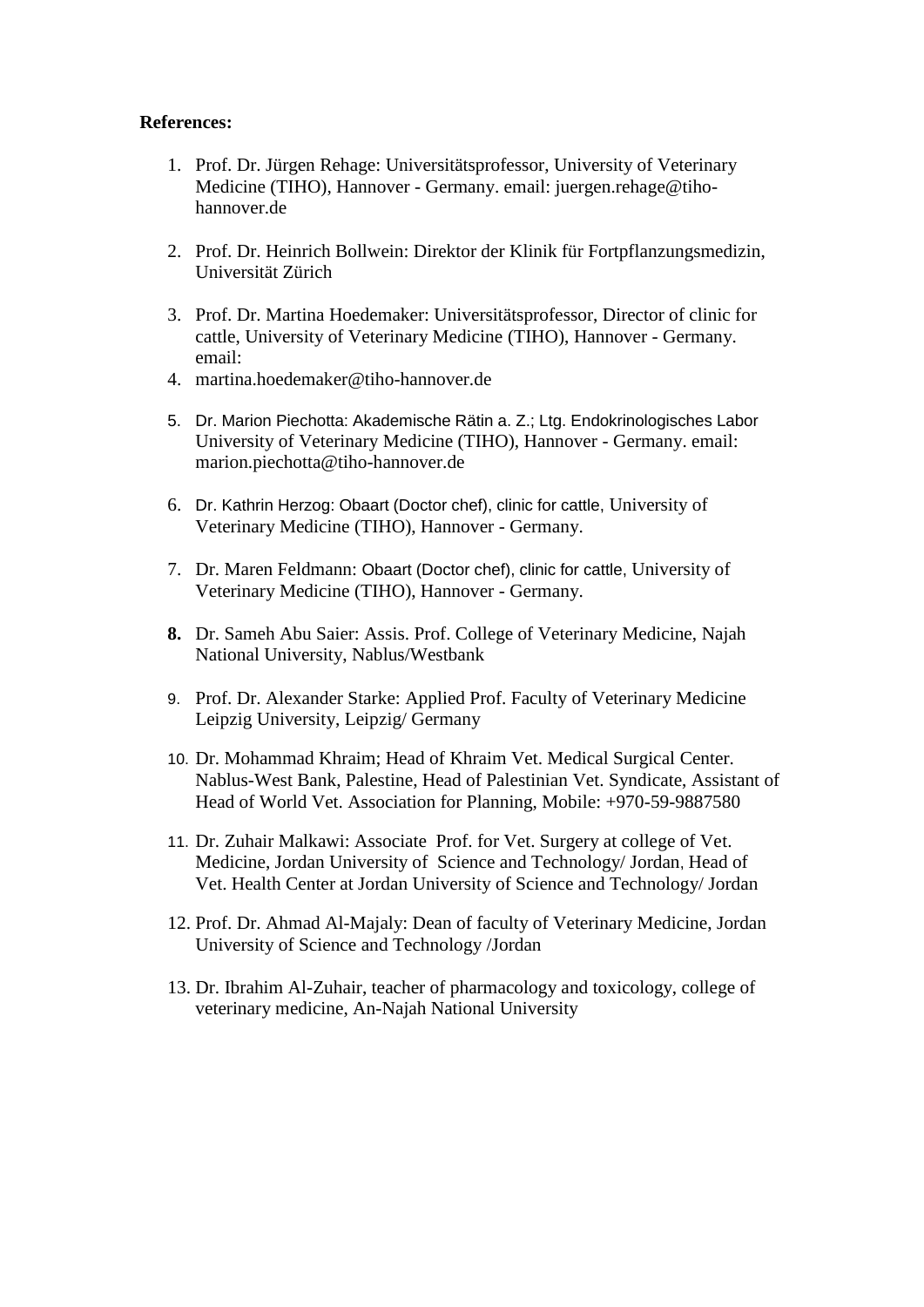**References:**

1. Prof. Dr. Jürgen Rehage: Universitätsprofessor, University of Veterinary Medicine (TIHO), Hannover - Germany. email: juergen.rehage@tiho-hannover.de

2. Prof. Dr. Heinrich Bollwein: Direktor der Klinik für Fortpflanzungsmedizin, Universität Zürich

3. Prof. Dr. Martina Hoedemaker: Universitätsprofessor, Director of clinic for cattle, University of Veterinary Medicine (TIHO), Hannover - Germany. email:
4. martina.hoedemaker@tiho-hannover.de

5. Dr. Marion Piechotta: Akademische Rätin a. Z.; Ltg. Endokrinologisches Labor University of Veterinary Medicine (TIHO), Hannover - Germany. email: marion.piechotta@tiho-hannover.de

6. Dr. Kathrin Herzog: Obaart (Doctor chef), clinic for cattle, University of Veterinary Medicine (TIHO), Hannover - Germany.

7. Dr. Maren Feldmann: Obaart (Doctor chef), clinic for cattle, University of Veterinary Medicine (TIHO), Hannover - Germany.

8. Dr. Sameh Abu Saier: Assis. Prof. College of Veterinary Medicine, Najah National University, Nablus/Westbank

9. Prof. Dr. Alexander Starke: Applied Prof. Faculty of Veterinary Medicine Leipzig University, Leipzig/ Germany

10. Dr. Mohammad Khraim; Head of Khraim Vet. Medical Surgical Center. Nablus-West Bank, Palestine, Head of Palestinian Vet. Syndicate, Assistant of Head of World Vet. Association for Planning, Mobile: +970-59-9887580

11. Dr. Zuhair Malkawi: Associate Prof. for Vet. Surgery at college of Vet. Medicine, Jordan University of Science and Technology/ Jordan, Head of Vet. Health Center at Jordan University of Science and Technology/ Jordan

12. Prof. Dr. Ahmad Al-Majaly: Dean of faculty of Veterinary Medicine, Jordan University of Science and Technology /Jordan

13. Dr. Ibrahim Al-Zuhair, teacher of pharmacology and toxicology, college of veterinary medicine, An-Najah National University